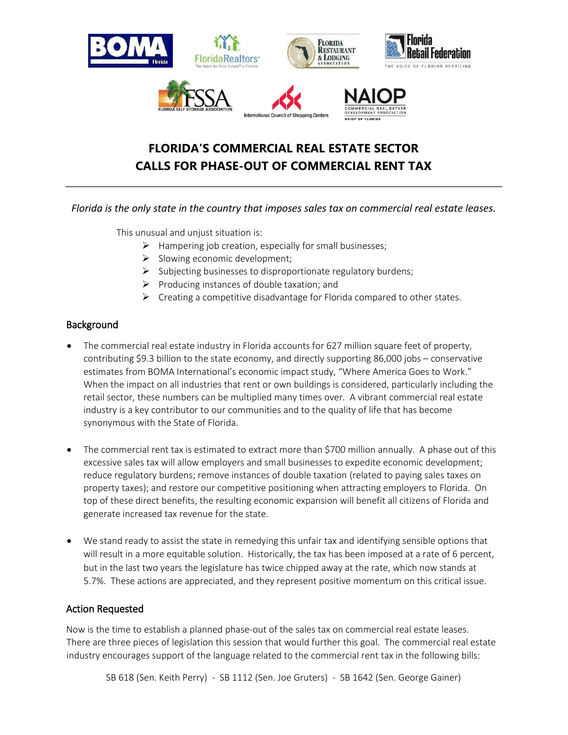# FLORIDA'S COMMERCIAL REAL ESTATE SECTOR CALLS FOR PHASE-OUT OF COMMERCIAL RENT TAX

---

*Florida is the only state in the country that imposes sales tax on commercial real estate leases.*

This unusual and unjust situation is:

- Hampering job creation, especially for small businesses;
- Slowing economic development;
- Subjecting businesses to disproportionate regulatory burdens;
- Producing instances of double taxation; and
- Creating a competitive disadvantage for Florida compared to other states.

## Background

- The commercial real estate industry in Florida accounts for 627 million square feet of property, contributing $9.3 billion to the state economy, and directly supporting 86,000 jobs – conservative estimates from BOMA International's economic impact study, "Where America Goes to Work." When the impact on all industries that rent or own buildings is considered, particularly including the retail sector, these numbers can be multiplied many times over. A vibrant commercial real estate industry is a key contributor to our communities and to the quality of life that has become synonymous with the State of Florida.

- The commercial rent tax is estimated to extract more than $700 million annually. A phase out of this excessive sales tax will allow employers and small businesses to expedite economic development; reduce regulatory burdens; remove instances of double taxation (related to paying sales taxes on property taxes); and restore our competitive positioning when attracting employers to Florida. On top of these direct benefits, the resulting economic expansion will benefit all citizens of Florida and generate increased tax revenue for the state.

- We stand ready to assist the state in remedying this unfair tax and identifying sensible options that will result in a more equitable solution. Historically, the tax has been imposed at a rate of 6 percent, but in the last two years the legislature has twice chipped away at the rate, which now stands at 5.7%. These actions are appreciated, and they represent positive momentum on this critical issue.

## Action Requested

Now is the time to establish a planned phase-out of the sales tax on commercial real estate leases. There are three pieces of legislation this session that would further this goal. The commercial real estate industry encourages support of the language related to the commercial rent tax in the following bills:

SB 618 (Sen. Keith Perry) - SB 1112 (Sen. Joe Gruters) - SB 1642 (Sen. George Gainer)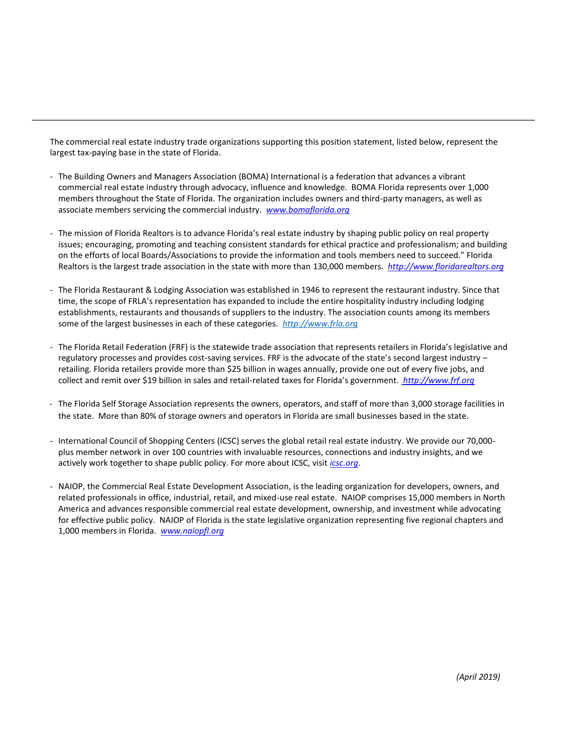---

The commercial real estate industry trade organizations supporting this position statement, listed below, represent the largest tax-paying base in the state of Florida.

- The Building Owners and Managers Association (BOMA) International is a federation that advances a vibrant commercial real estate industry through advocacy, influence and knowledge. BOMA Florida represents over 1,000 members throughout the State of Florida. The organization includes owners and third-party managers, as well as associate members servicing the commercial industry. *www.bomaflorida.org*

- The mission of Florida Realtors is to advance Florida's real estate industry by shaping public policy on real property issues; encouraging, promoting and teaching consistent standards for ethical practice and professionalism; and building on the efforts of local Boards/Associations to provide the information and tools members need to succeed." Florida Realtors is the largest trade association in the state with more than 130,000 members. *http://www.floridarealtors.org*

- The Florida Restaurant & Lodging Association was established in 1946 to represent the restaurant industry. Since that time, the scope of FRLA's representation has expanded to include the entire hospitality industry including lodging establishments, restaurants and thousands of suppliers to the industry. The association counts among its members some of the largest businesses in each of these categories. *http://www.frla.org*

- The Florida Retail Federation (FRF) is the statewide trade association that represents retailers in Florida's legislative and regulatory processes and provides cost-saving services. FRF is the advocate of the state's second largest industry – retailing. Florida retailers provide more than $25 billion in wages annually, provide one out of every five jobs, and collect and remit over $19 billion in sales and retail-related taxes for Florida's government. *http://www.frf.org*

- The Florida Self Storage Association represents the owners, operators, and staff of more than 3,000 storage facilities in the state. More than 80% of storage owners and operators in Florida are small businesses based in the state.

- International Council of Shopping Centers (ICSC) serves the global retail real estate industry. We provide our 70,000-plus member network in over 100 countries with invaluable resources, connections and industry insights, and we actively work together to shape public policy. For more about ICSC, visit *icsc.org*.

- NAIOP, the Commercial Real Estate Development Association, is the leading organization for developers, owners, and related professionals in office, industrial, retail, and mixed-use real estate. NAIOP comprises 15,000 members in North America and advances responsible commercial real estate development, ownership, and investment while advocating for effective public policy. NAIOP of Florida is the state legislative organization representing five regional chapters and 1,000 members in Florida. *www.naiopfl.org*

*(April 2019)*